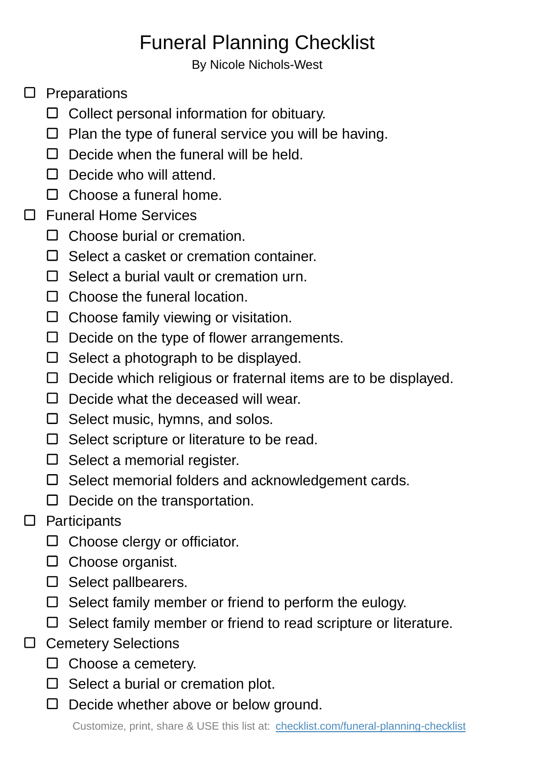# Funeral Planning Checklist

By Nicole Nichols-West

- [ ] Preparations
  - [ ] Collect personal information for obituary.
  - [ ] Plan the type of funeral service you will be having.
  - [ ] Decide when the funeral will be held.
  - [ ] Decide who will attend.
  - [ ] Choose a funeral home.
- [ ] Funeral Home Services
  - [ ] Choose burial or cremation.
  - [ ] Select a casket or cremation container.
  - [ ] Select a burial vault or cremation urn.
  - [ ] Choose the funeral location.
  - [ ] Choose family viewing or visitation.
  - [ ] Decide on the type of flower arrangements.
  - [ ] Select a photograph to be displayed.
  - [ ] Decide which religious or fraternal items are to be displayed.
  - [ ] Decide what the deceased will wear.
  - [ ] Select music, hymns, and solos.
  - [ ] Select scripture or literature to be read.
  - [ ] Select a memorial register.
  - [ ] Select memorial folders and acknowledgement cards.
  - [ ] Decide on the transportation.
- [ ] Participants
  - [ ] Choose clergy or officiator.
  - [ ] Choose organist.
  - [ ] Select pallbearers.
  - [ ] Select family member or friend to perform the eulogy.
  - [ ] Select family member or friend to read scripture or literature.
- [ ] Cemetery Selections
  - [ ] Choose a cemetery.
  - [ ] Select a burial or cremation plot.
  - [ ] Decide whether above or below ground.

Customize, print, share & USE this list at: [checklist.com/funeral-planning-checklist](https://checklist.com/funeral-planning-checklist)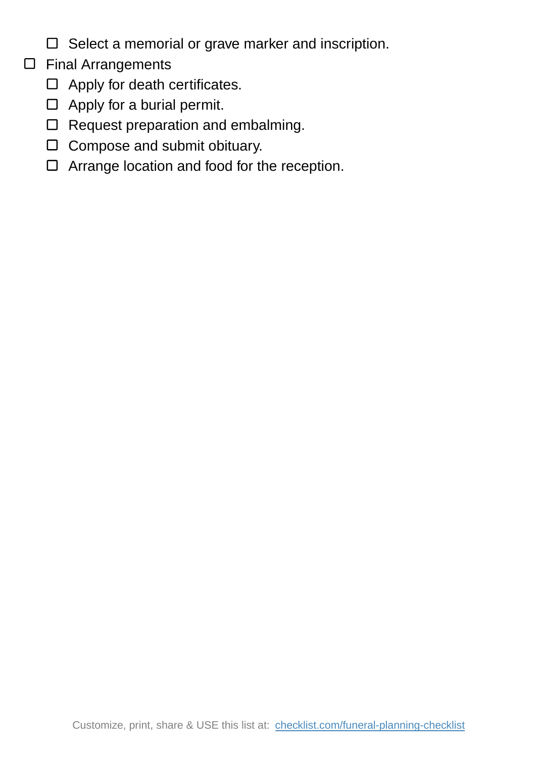- [ ] Select a memorial or grave marker and inscription.
- [ ] Final Arrangements
  - [ ] Apply for death certificates.
  - [ ] Apply for a burial permit.
  - [ ] Request preparation and embalming.
  - [ ] Compose and submit obituary.
  - [ ] Arrange location and food for the reception.

Customize, print, share & USE this list at: [checklist.com/funeral-planning-checklist](https://checklist.com/funeral-planning-checklist)